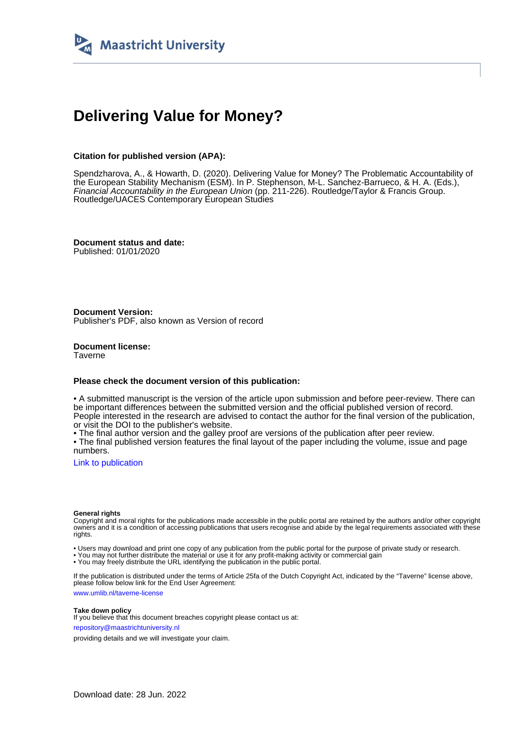Maastricht University

# Delivering Value for Money?

**Citation for published version (APA):**

Spendzharova, A., & Howarth, D. (2020). Delivering Value for Money? The Problematic Accountability of the European Stability Mechanism (ESM). In P. Stephenson, M-L. Sanchez-Barrueco, & H. A. (Eds.), *Financial Accountability in the European Union* (pp. 211-226). Routledge/Taylor & Francis Group. Routledge/UACES Contemporary European Studies

**Document status and date:**
Published: 01/01/2020

**Document Version:**
Publisher's PDF, also known as Version of record

**Document license:**
Taverne

**Please check the document version of this publication:**

• A submitted manuscript is the version of the article upon submission and before peer-review. There can be important differences between the submitted version and the official published version of record. People interested in the research are advised to contact the author for the final version of the publication, or visit the DOI to the publisher's website.
• The final author version and the galley proof are versions of the publication after peer review.
• The final published version features the final layout of the paper including the volume, issue and page numbers.

Link to publication

**General rights**
Copyright and moral rights for the publications made accessible in the public portal are retained by the authors and/or other copyright owners and it is a condition of accessing publications that users recognise and abide by the legal requirements associated with these rights.

• Users may download and print one copy of any publication from the public portal for the purpose of private study or research.
• You may not further distribute the material or use it for any profit-making activity or commercial gain
• You may freely distribute the URL identifying the publication in the public portal.

If the publication is distributed under the terms of Article 25fa of the Dutch Copyright Act, indicated by the "Taverne" license above, please follow below link for the End User Agreement:

www.umlib.nl/taverne-license

**Take down policy**
If you believe that this document breaches copyright please contact us at:

repository@maastrichtuniversity.nl

providing details and we will investigate your claim.

Download date: 28 Jun. 2022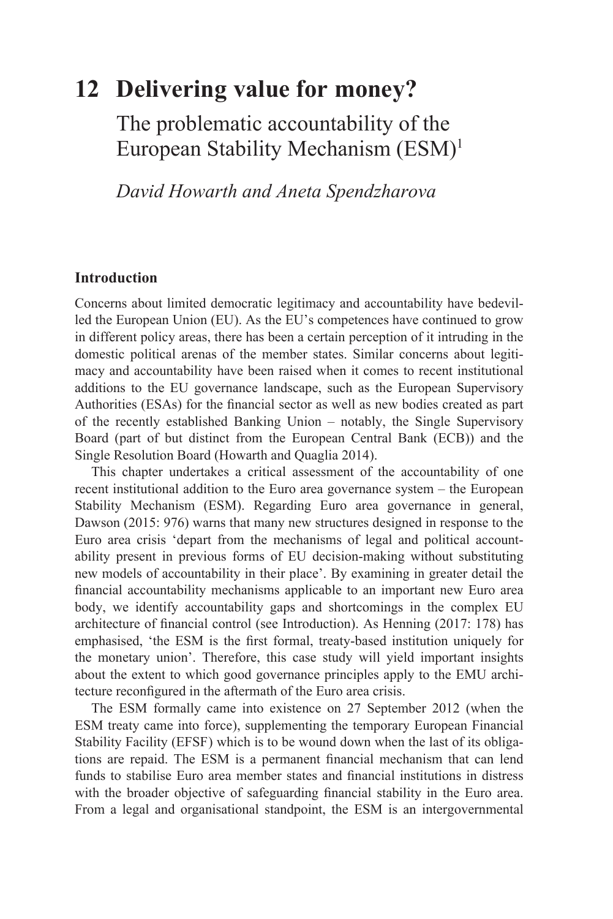# 12 Delivering value for money?

## The problematic accountability of the European Stability Mechanism (ESM)[1]

*David Howarth and Aneta Spendzharova*

### Introduction

Concerns about limited democratic legitimacy and accountability have bedevilled the European Union (EU). As the EU's competences have continued to grow in different policy areas, there has been a certain perception of it intruding in the domestic political arenas of the member states. Similar concerns about legitimacy and accountability have been raised when it comes to recent institutional additions to the EU governance landscape, such as the European Supervisory Authorities (ESAs) for the financial sector as well as new bodies created as part of the recently established Banking Union – notably, the Single Supervisory Board (part of but distinct from the European Central Bank (ECB)) and the Single Resolution Board (Howarth and Quaglia 2014).

This chapter undertakes a critical assessment of the accountability of one recent institutional addition to the Euro area governance system – the European Stability Mechanism (ESM). Regarding Euro area governance in general, Dawson (2015: 976) warns that many new structures designed in response to the Euro area crisis 'depart from the mechanisms of legal and political accountability present in previous forms of EU decision-making without substituting new models of accountability in their place'. By examining in greater detail the financial accountability mechanisms applicable to an important new Euro area body, we identify accountability gaps and shortcomings in the complex EU architecture of financial control (see Introduction). As Henning (2017: 178) has emphasised, 'the ESM is the first formal, treaty-based institution uniquely for the monetary union'. Therefore, this case study will yield important insights about the extent to which good governance principles apply to the EMU architecture reconfigured in the aftermath of the Euro area crisis.

The ESM formally came into existence on 27 September 2012 (when the ESM treaty came into force), supplementing the temporary European Financial Stability Facility (EFSF) which is to be wound down when the last of its obligations are repaid. The ESM is a permanent financial mechanism that can lend funds to stabilise Euro area member states and financial institutions in distress with the broader objective of safeguarding financial stability in the Euro area. From a legal and organisational standpoint, the ESM is an intergovernmental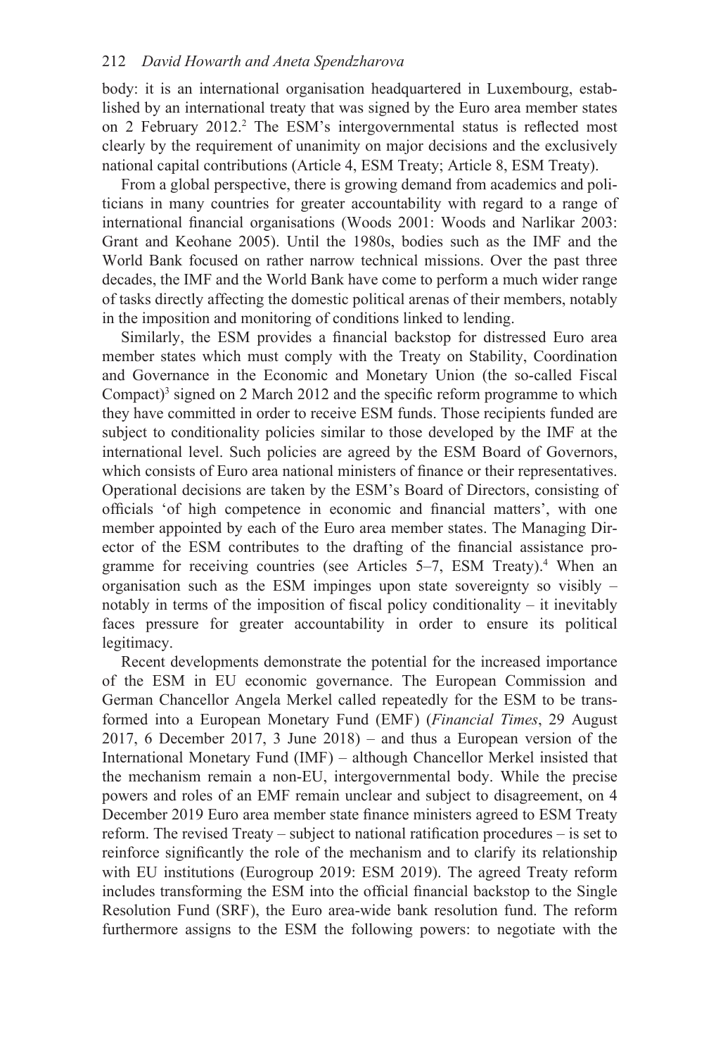body: it is an international organisation headquartered in Luxembourg, established by an international treaty that was signed by the Euro area member states on 2 February 2012.[2] The ESM's intergovernmental status is reflected most clearly by the requirement of unanimity on major decisions and the exclusively national capital contributions (Article 4, ESM Treaty; Article 8, ESM Treaty).

From a global perspective, there is growing demand from academics and politicians in many countries for greater accountability with regard to a range of international financial organisations (Woods 2001: Woods and Narlikar 2003: Grant and Keohane 2005). Until the 1980s, bodies such as the IMF and the World Bank focused on rather narrow technical missions. Over the past three decades, the IMF and the World Bank have come to perform a much wider range of tasks directly affecting the domestic political arenas of their members, notably in the imposition and monitoring of conditions linked to lending.

Similarly, the ESM provides a financial backstop for distressed Euro area member states which must comply with the Treaty on Stability, Coordination and Governance in the Economic and Monetary Union (the so-called Fiscal Compact)[3] signed on 2 March 2012 and the specific reform programme to which they have committed in order to receive ESM funds. Those recipients funded are subject to conditionality policies similar to those developed by the IMF at the international level. Such policies are agreed by the ESM Board of Governors, which consists of Euro area national ministers of finance or their representatives. Operational decisions are taken by the ESM's Board of Directors, consisting of officials 'of high competence in economic and financial matters', with one member appointed by each of the Euro area member states. The Managing Director of the ESM contributes to the drafting of the financial assistance programme for receiving countries (see Articles 5–7, ESM Treaty).[4] When an organisation such as the ESM impinges upon state sovereignty so visibly – notably in terms of the imposition of fiscal policy conditionality – it inevitably faces pressure for greater accountability in order to ensure its political legitimacy.

Recent developments demonstrate the potential for the increased importance of the ESM in EU economic governance. The European Commission and German Chancellor Angela Merkel called repeatedly for the ESM to be transformed into a European Monetary Fund (EMF) (*Financial Times*, 29 August 2017, 6 December 2017, 3 June 2018) – and thus a European version of the International Monetary Fund (IMF) – although Chancellor Merkel insisted that the mechanism remain a non-EU, intergovernmental body. While the precise powers and roles of an EMF remain unclear and subject to disagreement, on 4 December 2019 Euro area member state finance ministers agreed to ESM Treaty reform. The revised Treaty – subject to national ratification procedures – is set to reinforce significantly the role of the mechanism and to clarify its relationship with EU institutions (Eurogroup 2019: ESM 2019). The agreed Treaty reform includes transforming the ESM into the official financial backstop to the Single Resolution Fund (SRF), the Euro area-wide bank resolution fund. The reform furthermore assigns to the ESM the following powers: to negotiate with the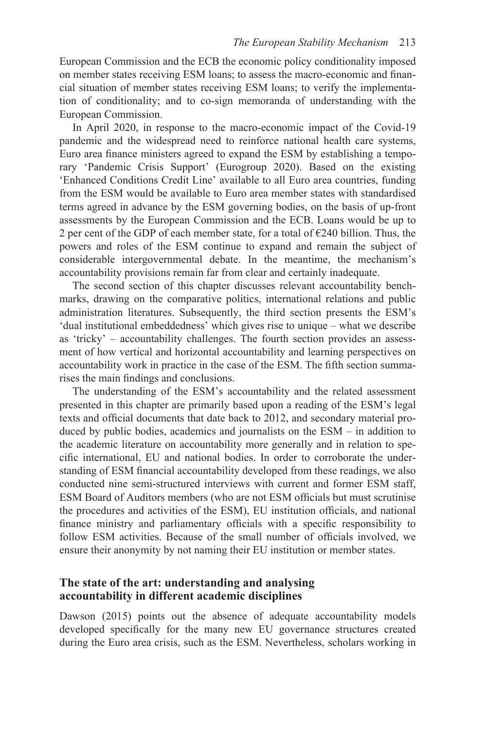European Commission and the ECB the economic policy conditionality imposed on member states receiving ESM loans; to assess the macro-economic and financial situation of member states receiving ESM loans; to verify the implementation of conditionality; and to co-sign memoranda of understanding with the European Commission.

In April 2020, in response to the macro-economic impact of the Covid-19 pandemic and the widespread need to reinforce national health care systems, Euro area finance ministers agreed to expand the ESM by establishing a temporary 'Pandemic Crisis Support' (Eurogroup 2020). Based on the existing 'Enhanced Conditions Credit Line' available to all Euro area countries, funding from the ESM would be available to Euro area member states with standardised terms agreed in advance by the ESM governing bodies, on the basis of up-front assessments by the European Commission and the ECB. Loans would be up to 2 per cent of the GDP of each member state, for a total of €240 billion. Thus, the powers and roles of the ESM continue to expand and remain the subject of considerable intergovernmental debate. In the meantime, the mechanism's accountability provisions remain far from clear and certainly inadequate.

The second section of this chapter discusses relevant accountability benchmarks, drawing on the comparative politics, international relations and public administration literatures. Subsequently, the third section presents the ESM's 'dual institutional embeddedness' which gives rise to unique – what we describe as 'tricky' – accountability challenges. The fourth section provides an assessment of how vertical and horizontal accountability and learning perspectives on accountability work in practice in the case of the ESM. The fifth section summarises the main findings and conclusions.

The understanding of the ESM's accountability and the related assessment presented in this chapter are primarily based upon a reading of the ESM's legal texts and official documents that date back to 2012, and secondary material produced by public bodies, academics and journalists on the ESM – in addition to the academic literature on accountability more generally and in relation to specific international, EU and national bodies. In order to corroborate the understanding of ESM financial accountability developed from these readings, we also conducted nine semi-structured interviews with current and former ESM staff, ESM Board of Auditors members (who are not ESM officials but must scrutinise the procedures and activities of the ESM), EU institution officials, and national finance ministry and parliamentary officials with a specific responsibility to follow ESM activities. Because of the small number of officials involved, we ensure their anonymity by not naming their EU institution or member states.

## The state of the art: understanding and analysing accountability in different academic disciplines

Dawson (2015) points out the absence of adequate accountability models developed specifically for the many new EU governance structures created during the Euro area crisis, such as the ESM. Nevertheless, scholars working in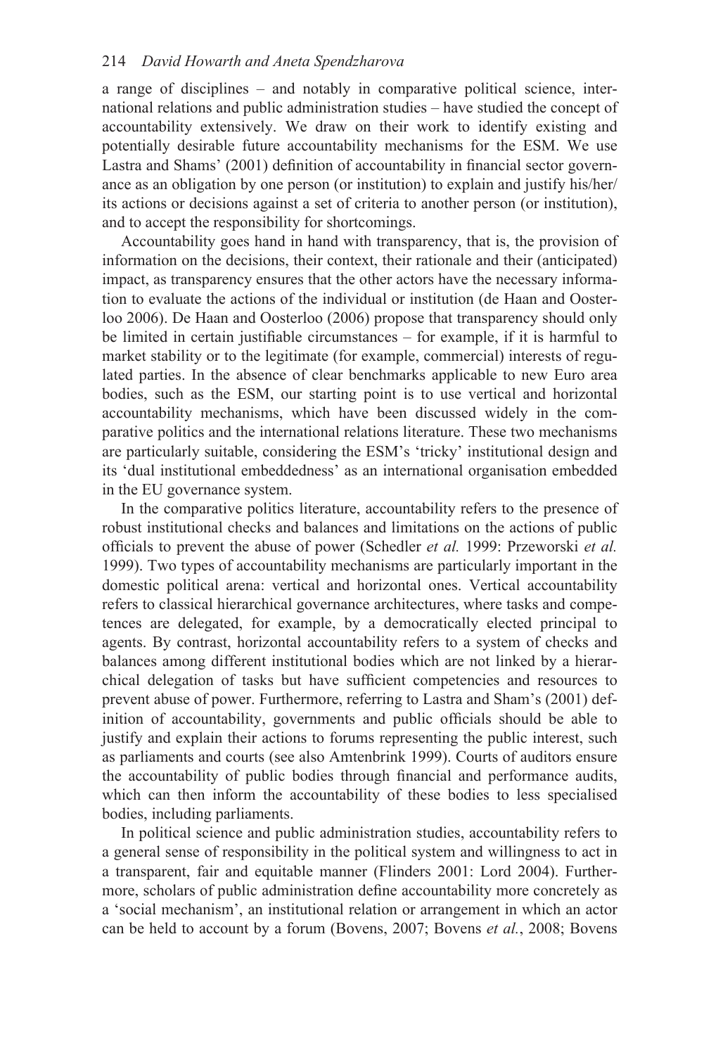a range of disciplines – and notably in comparative political science, international relations and public administration studies – have studied the concept of accountability extensively. We draw on their work to identify existing and potentially desirable future accountability mechanisms for the ESM. We use Lastra and Shams' (2001) definition of accountability in financial sector governance as an obligation by one person (or institution) to explain and justify his/her/its actions or decisions against a set of criteria to another person (or institution), and to accept the responsibility for shortcomings.

Accountability goes hand in hand with transparency, that is, the provision of information on the decisions, their context, their rationale and their (anticipated) impact, as transparency ensures that the other actors have the necessary information to evaluate the actions of the individual or institution (de Haan and Oosterloo 2006). De Haan and Oosterloo (2006) propose that transparency should only be limited in certain justifiable circumstances – for example, if it is harmful to market stability or to the legitimate (for example, commercial) interests of regulated parties. In the absence of clear benchmarks applicable to new Euro area bodies, such as the ESM, our starting point is to use vertical and horizontal accountability mechanisms, which have been discussed widely in the comparative politics and the international relations literature. These two mechanisms are particularly suitable, considering the ESM's 'tricky' institutional design and its 'dual institutional embeddedness' as an international organisation embedded in the EU governance system.

In the comparative politics literature, accountability refers to the presence of robust institutional checks and balances and limitations on the actions of public officials to prevent the abuse of power (Schedler *et al.* 1999: Przeworski *et al.* 1999). Two types of accountability mechanisms are particularly important in the domestic political arena: vertical and horizontal ones. Vertical accountability refers to classical hierarchical governance architectures, where tasks and competences are delegated, for example, by a democratically elected principal to agents. By contrast, horizontal accountability refers to a system of checks and balances among different institutional bodies which are not linked by a hierarchical delegation of tasks but have sufficient competencies and resources to prevent abuse of power. Furthermore, referring to Lastra and Sham's (2001) definition of accountability, governments and public officials should be able to justify and explain their actions to forums representing the public interest, such as parliaments and courts (see also Amtenbrink 1999). Courts of auditors ensure the accountability of public bodies through financial and performance audits, which can then inform the accountability of these bodies to less specialised bodies, including parliaments.

In political science and public administration studies, accountability refers to a general sense of responsibility in the political system and willingness to act in a transparent, fair and equitable manner (Flinders 2001: Lord 2004). Furthermore, scholars of public administration define accountability more concretely as a 'social mechanism', an institutional relation or arrangement in which an actor can be held to account by a forum (Bovens, 2007; Bovens *et al.*, 2008; Bovens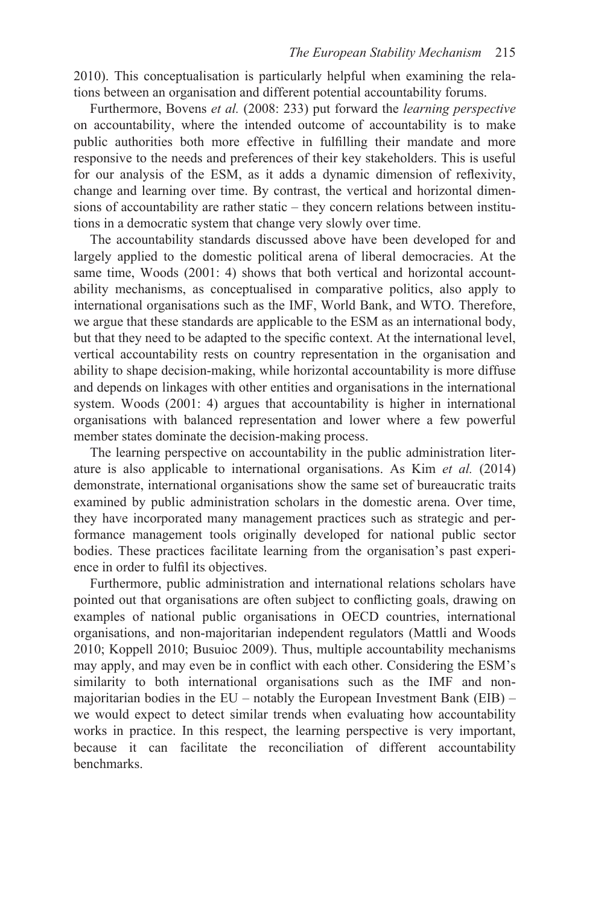2010). This conceptualisation is particularly helpful when examining the relations between an organisation and different potential accountability forums.

Furthermore, Bovens *et al.* (2008: 233) put forward the *learning perspective* on accountability, where the intended outcome of accountability is to make public authorities both more effective in fulfilling their mandate and more responsive to the needs and preferences of their key stakeholders. This is useful for our analysis of the ESM, as it adds a dynamic dimension of reflexivity, change and learning over time. By contrast, the vertical and horizontal dimensions of accountability are rather static – they concern relations between institutions in a democratic system that change very slowly over time.

The accountability standards discussed above have been developed for and largely applied to the domestic political arena of liberal democracies. At the same time, Woods (2001: 4) shows that both vertical and horizontal accountability mechanisms, as conceptualised in comparative politics, also apply to international organisations such as the IMF, World Bank, and WTO. Therefore, we argue that these standards are applicable to the ESM as an international body, but that they need to be adapted to the specific context. At the international level, vertical accountability rests on country representation in the organisation and ability to shape decision-making, while horizontal accountability is more diffuse and depends on linkages with other entities and organisations in the international system. Woods (2001: 4) argues that accountability is higher in international organisations with balanced representation and lower where a few powerful member states dominate the decision-making process.

The learning perspective on accountability in the public administration literature is also applicable to international organisations. As Kim *et al.* (2014) demonstrate, international organisations show the same set of bureaucratic traits examined by public administration scholars in the domestic arena. Over time, they have incorporated many management practices such as strategic and performance management tools originally developed for national public sector bodies. These practices facilitate learning from the organisation's past experience in order to fulfil its objectives.

Furthermore, public administration and international relations scholars have pointed out that organisations are often subject to conflicting goals, drawing on examples of national public organisations in OECD countries, international organisations, and non-majoritarian independent regulators (Mattli and Woods 2010; Koppell 2010; Busuioc 2009). Thus, multiple accountability mechanisms may apply, and may even be in conflict with each other. Considering the ESM's similarity to both international organisations such as the IMF and non-majoritarian bodies in the EU – notably the European Investment Bank (EIB) – we would expect to detect similar trends when evaluating how accountability works in practice. In this respect, the learning perspective is very important, because it can facilitate the reconciliation of different accountability benchmarks.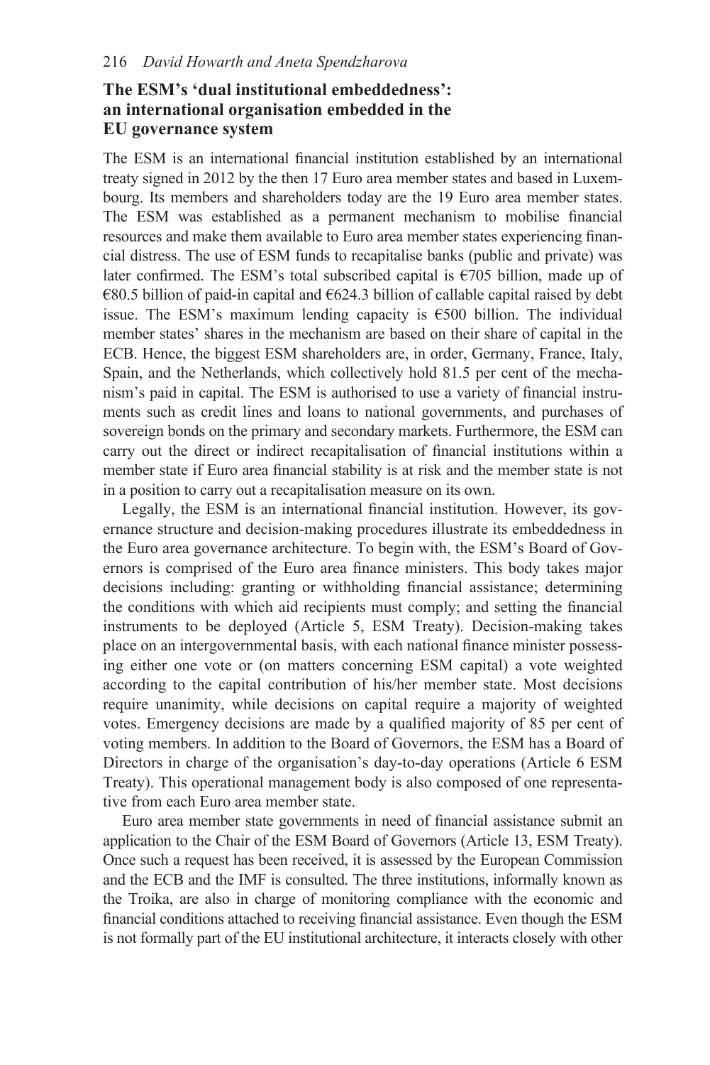## The ESM's 'dual institutional embeddedness': an international organisation embedded in the EU governance system

The ESM is an international financial institution established by an international treaty signed in 2012 by the then 17 Euro area member states and based in Luxembourg. Its members and shareholders today are the 19 Euro area member states. The ESM was established as a permanent mechanism to mobilise financial resources and make them available to Euro area member states experiencing financial distress. The use of ESM funds to recapitalise banks (public and private) was later confirmed. The ESM's total subscribed capital is €705 billion, made up of €80.5 billion of paid-in capital and €624.3 billion of callable capital raised by debt issue. The ESM's maximum lending capacity is €500 billion. The individual member states' shares in the mechanism are based on their share of capital in the ECB. Hence, the biggest ESM shareholders are, in order, Germany, France, Italy, Spain, and the Netherlands, which collectively hold 81.5 per cent of the mechanism's paid in capital. The ESM is authorised to use a variety of financial instruments such as credit lines and loans to national governments, and purchases of sovereign bonds on the primary and secondary markets. Furthermore, the ESM can carry out the direct or indirect recapitalisation of financial institutions within a member state if Euro area financial stability is at risk and the member state is not in a position to carry out a recapitalisation measure on its own.

Legally, the ESM is an international financial institution. However, its governance structure and decision-making procedures illustrate its embeddedness in the Euro area governance architecture. To begin with, the ESM's Board of Governors is comprised of the Euro area finance ministers. This body takes major decisions including: granting or withholding financial assistance; determining the conditions with which aid recipients must comply; and setting the financial instruments to be deployed (Article 5, ESM Treaty). Decision-making takes place on an intergovernmental basis, with each national finance minister possessing either one vote or (on matters concerning ESM capital) a vote weighted according to the capital contribution of his/her member state. Most decisions require unanimity, while decisions on capital require a majority of weighted votes. Emergency decisions are made by a qualified majority of 85 per cent of voting members. In addition to the Board of Governors, the ESM has a Board of Directors in charge of the organisation's day-to-day operations (Article 6 ESM Treaty). This operational management body is also composed of one representative from each Euro area member state.

Euro area member state governments in need of financial assistance submit an application to the Chair of the ESM Board of Governors (Article 13, ESM Treaty). Once such a request has been received, it is assessed by the European Commission and the ECB and the IMF is consulted. The three institutions, informally known as the Troika, are also in charge of monitoring compliance with the economic and financial conditions attached to receiving financial assistance. Even though the ESM is not formally part of the EU institutional architecture, it interacts closely with other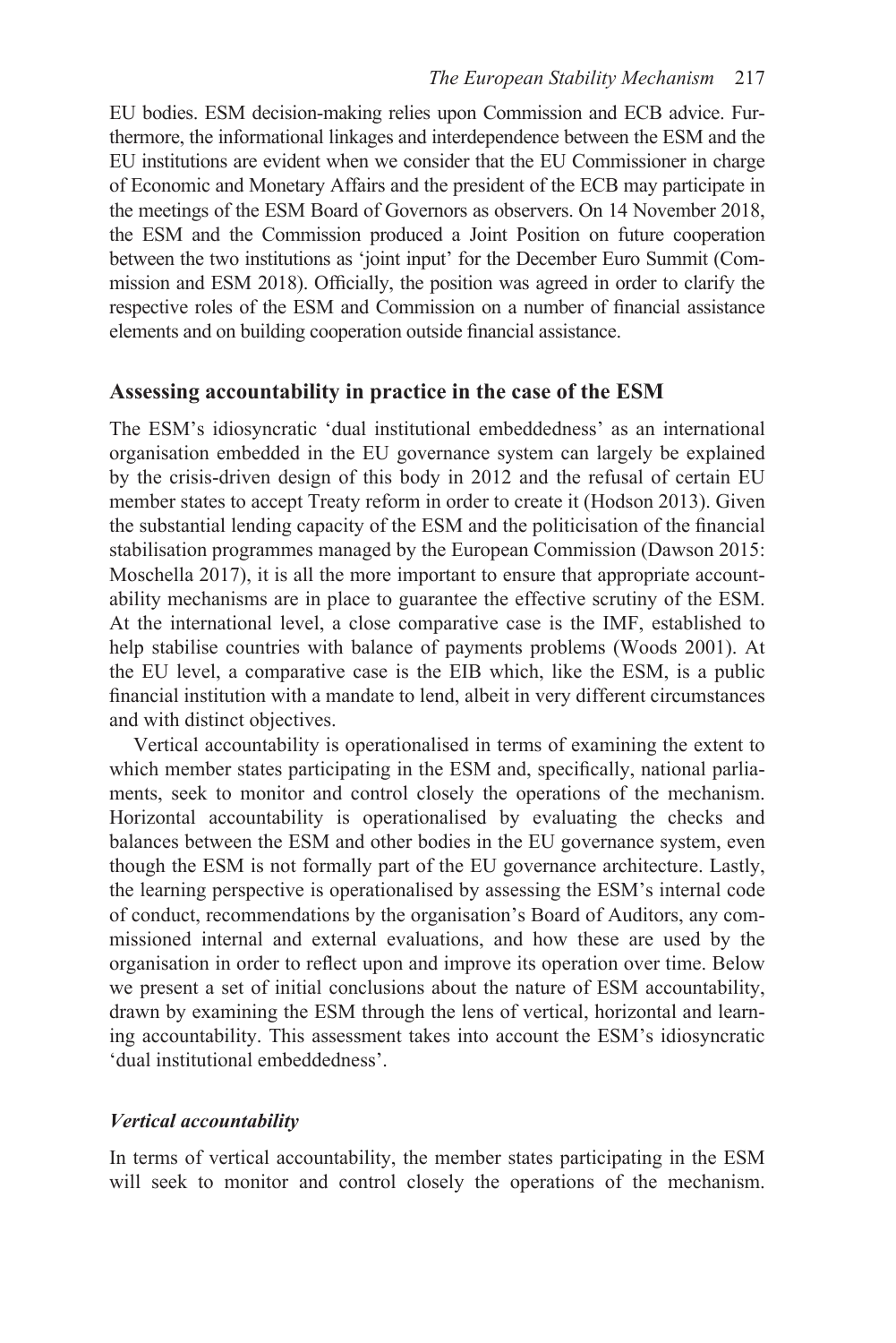EU bodies. ESM decision-making relies upon Commission and ECB advice. Furthermore, the informational linkages and interdependence between the ESM and the EU institutions are evident when we consider that the EU Commissioner in charge of Economic and Monetary Affairs and the president of the ECB may participate in the meetings of the ESM Board of Governors as observers. On 14 November 2018, the ESM and the Commission produced a Joint Position on future cooperation between the two institutions as 'joint input' for the December Euro Summit (Commission and ESM 2018). Officially, the position was agreed in order to clarify the respective roles of the ESM and Commission on a number of financial assistance elements and on building cooperation outside financial assistance.

## Assessing accountability in practice in the case of the ESM

The ESM's idiosyncratic 'dual institutional embeddedness' as an international organisation embedded in the EU governance system can largely be explained by the crisis-driven design of this body in 2012 and the refusal of certain EU member states to accept Treaty reform in order to create it (Hodson 2013). Given the substantial lending capacity of the ESM and the politicisation of the financial stabilisation programmes managed by the European Commission (Dawson 2015: Moschella 2017), it is all the more important to ensure that appropriate accountability mechanisms are in place to guarantee the effective scrutiny of the ESM. At the international level, a close comparative case is the IMF, established to help stabilise countries with balance of payments problems (Woods 2001). At the EU level, a comparative case is the EIB which, like the ESM, is a public financial institution with a mandate to lend, albeit in very different circumstances and with distinct objectives.

Vertical accountability is operationalised in terms of examining the extent to which member states participating in the ESM and, specifically, national parliaments, seek to monitor and control closely the operations of the mechanism. Horizontal accountability is operationalised by evaluating the checks and balances between the ESM and other bodies in the EU governance system, even though the ESM is not formally part of the EU governance architecture. Lastly, the learning perspective is operationalised by assessing the ESM's internal code of conduct, recommendations by the organisation's Board of Auditors, any commissioned internal and external evaluations, and how these are used by the organisation in order to reflect upon and improve its operation over time. Below we present a set of initial conclusions about the nature of ESM accountability, drawn by examining the ESM through the lens of vertical, horizontal and learning accountability. This assessment takes into account the ESM's idiosyncratic 'dual institutional embeddedness'.

### *Vertical accountability*

In terms of vertical accountability, the member states participating in the ESM will seek to monitor and control closely the operations of the mechanism.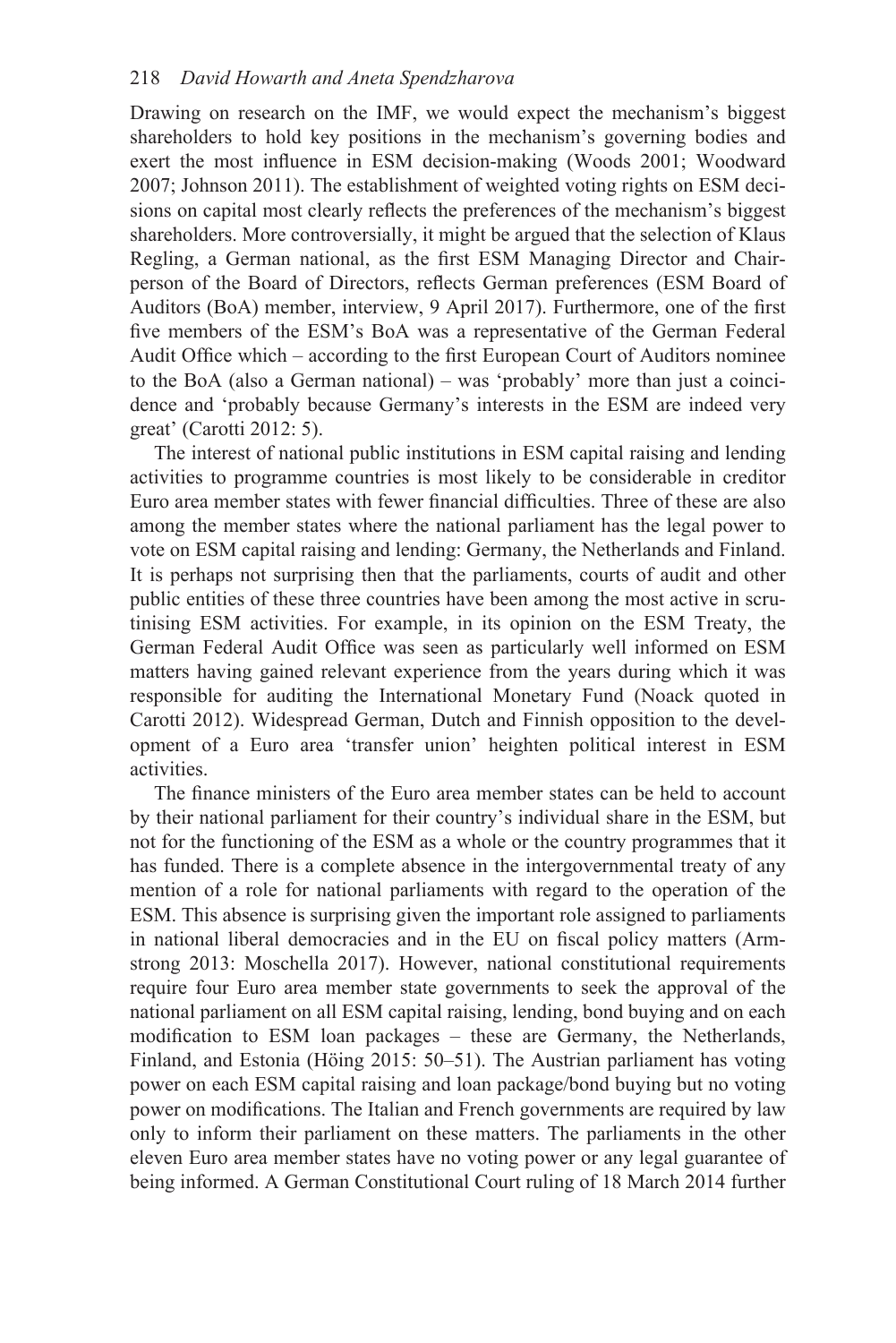Drawing on research on the IMF, we would expect the mechanism's biggest shareholders to hold key positions in the mechanism's governing bodies and exert the most influence in ESM decision-making (Woods 2001; Woodward 2007; Johnson 2011). The establishment of weighted voting rights on ESM decisions on capital most clearly reflects the preferences of the mechanism's biggest shareholders. More controversially, it might be argued that the selection of Klaus Regling, a German national, as the first ESM Managing Director and Chairperson of the Board of Directors, reflects German preferences (ESM Board of Auditors (BoA) member, interview, 9 April 2017). Furthermore, one of the first five members of the ESM's BoA was a representative of the German Federal Audit Office which – according to the first European Court of Auditors nominee to the BoA (also a German national) – was 'probably' more than just a coincidence and 'probably because Germany's interests in the ESM are indeed very great' (Carotti 2012: 5).

The interest of national public institutions in ESM capital raising and lending activities to programme countries is most likely to be considerable in creditor Euro area member states with fewer financial difficulties. Three of these are also among the member states where the national parliament has the legal power to vote on ESM capital raising and lending: Germany, the Netherlands and Finland. It is perhaps not surprising then that the parliaments, courts of audit and other public entities of these three countries have been among the most active in scrutinising ESM activities. For example, in its opinion on the ESM Treaty, the German Federal Audit Office was seen as particularly well informed on ESM matters having gained relevant experience from the years during which it was responsible for auditing the International Monetary Fund (Noack quoted in Carotti 2012). Widespread German, Dutch and Finnish opposition to the development of a Euro area 'transfer union' heighten political interest in ESM activities.

The finance ministers of the Euro area member states can be held to account by their national parliament for their country's individual share in the ESM, but not for the functioning of the ESM as a whole or the country programmes that it has funded. There is a complete absence in the intergovernmental treaty of any mention of a role for national parliaments with regard to the operation of the ESM. This absence is surprising given the important role assigned to parliaments in national liberal democracies and in the EU on fiscal policy matters (Armstrong 2013: Moschella 2017). However, national constitutional requirements require four Euro area member state governments to seek the approval of the national parliament on all ESM capital raising, lending, bond buying and on each modification to ESM loan packages – these are Germany, the Netherlands, Finland, and Estonia (Höing 2015: 50–51). The Austrian parliament has voting power on each ESM capital raising and loan package/bond buying but no voting power on modifications. The Italian and French governments are required by law only to inform their parliament on these matters. The parliaments in the other eleven Euro area member states have no voting power or any legal guarantee of being informed. A German Constitutional Court ruling of 18 March 2014 further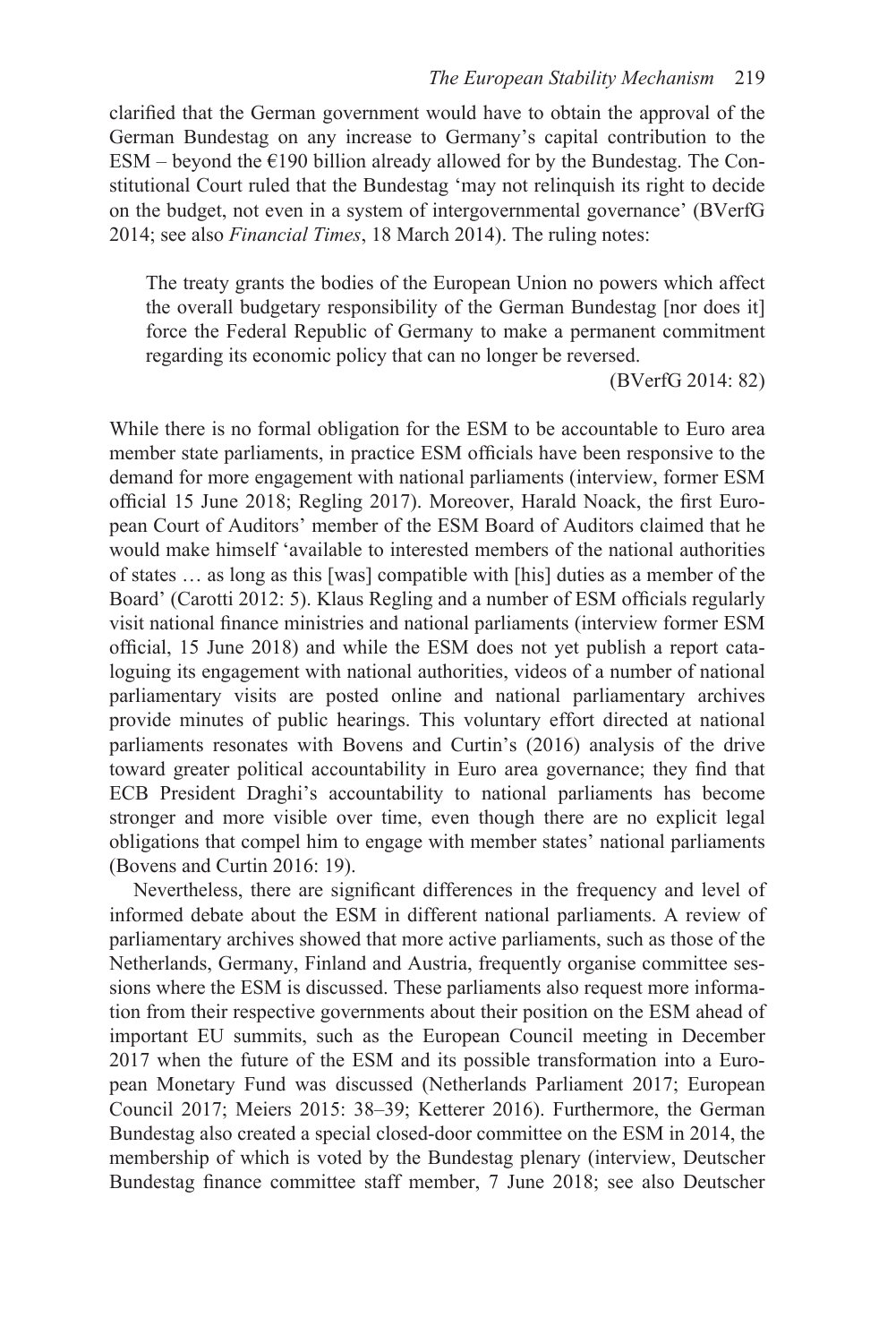clarified that the German government would have to obtain the approval of the German Bundestag on any increase to Germany's capital contribution to the ESM – beyond the €190 billion already allowed for by the Bundestag. The Constitutional Court ruled that the Bundestag 'may not relinquish its right to decide on the budget, not even in a system of intergovernmental governance' (BVerfG 2014; see also *Financial Times*, 18 March 2014). The ruling notes:

> The treaty grants the bodies of the European Union no powers which affect the overall budgetary responsibility of the German Bundestag [nor does it] force the Federal Republic of Germany to make a permanent commitment regarding its economic policy that can no longer be reversed.
>
> (BVerfG 2014: 82)

While there is no formal obligation for the ESM to be accountable to Euro area member state parliaments, in practice ESM officials have been responsive to the demand for more engagement with national parliaments (interview, former ESM official 15 June 2018; Regling 2017). Moreover, Harald Noack, the first European Court of Auditors' member of the ESM Board of Auditors claimed that he would make himself 'available to interested members of the national authorities of states … as long as this [was] compatible with [his] duties as a member of the Board' (Carotti 2012: 5). Klaus Regling and a number of ESM officials regularly visit national finance ministries and national parliaments (interview former ESM official, 15 June 2018) and while the ESM does not yet publish a report cataloguing its engagement with national authorities, videos of a number of national parliamentary visits are posted online and national parliamentary archives provide minutes of public hearings. This voluntary effort directed at national parliaments resonates with Bovens and Curtin's (2016) analysis of the drive toward greater political accountability in Euro area governance; they find that ECB President Draghi's accountability to national parliaments has become stronger and more visible over time, even though there are no explicit legal obligations that compel him to engage with member states' national parliaments (Bovens and Curtin 2016: 19).

Nevertheless, there are significant differences in the frequency and level of informed debate about the ESM in different national parliaments. A review of parliamentary archives showed that more active parliaments, such as those of the Netherlands, Germany, Finland and Austria, frequently organise committee sessions where the ESM is discussed. These parliaments also request more information from their respective governments about their position on the ESM ahead of important EU summits, such as the European Council meeting in December 2017 when the future of the ESM and its possible transformation into a European Monetary Fund was discussed (Netherlands Parliament 2017; European Council 2017; Meiers 2015: 38–39; Ketterer 2016). Furthermore, the German Bundestag also created a special closed-door committee on the ESM in 2014, the membership of which is voted by the Bundestag plenary (interview, Deutscher Bundestag finance committee staff member, 7 June 2018; see also Deutscher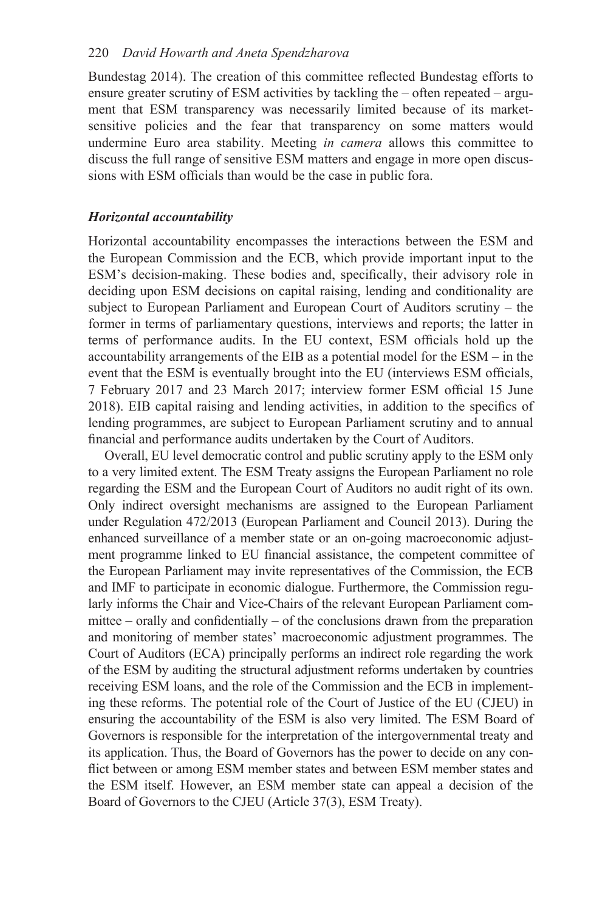Bundestag 2014). The creation of this committee reflected Bundestag efforts to ensure greater scrutiny of ESM activities by tackling the – often repeated – argument that ESM transparency was necessarily limited because of its market-sensitive policies and the fear that transparency on some matters would undermine Euro area stability. Meeting *in camera* allows this committee to discuss the full range of sensitive ESM matters and engage in more open discussions with ESM officials than would be the case in public fora.

### *Horizontal accountability*

Horizontal accountability encompasses the interactions between the ESM and the European Commission and the ECB, which provide important input to the ESM's decision-making. These bodies and, specifically, their advisory role in deciding upon ESM decisions on capital raising, lending and conditionality are subject to European Parliament and European Court of Auditors scrutiny – the former in terms of parliamentary questions, interviews and reports; the latter in terms of performance audits. In the EU context, ESM officials hold up the accountability arrangements of the EIB as a potential model for the ESM – in the event that the ESM is eventually brought into the EU (interviews ESM officials, 7 February 2017 and 23 March 2017; interview former ESM official 15 June 2018). EIB capital raising and lending activities, in addition to the specifics of lending programmes, are subject to European Parliament scrutiny and to annual financial and performance audits undertaken by the Court of Auditors.

Overall, EU level democratic control and public scrutiny apply to the ESM only to a very limited extent. The ESM Treaty assigns the European Parliament no role regarding the ESM and the European Court of Auditors no audit right of its own. Only indirect oversight mechanisms are assigned to the European Parliament under Regulation 472/2013 (European Parliament and Council 2013). During the enhanced surveillance of a member state or an on-going macroeconomic adjustment programme linked to EU financial assistance, the competent committee of the European Parliament may invite representatives of the Commission, the ECB and IMF to participate in economic dialogue. Furthermore, the Commission regularly informs the Chair and Vice-Chairs of the relevant European Parliament committee – orally and confidentially – of the conclusions drawn from the preparation and monitoring of member states' macroeconomic adjustment programmes. The Court of Auditors (ECA) principally performs an indirect role regarding the work of the ESM by auditing the structural adjustment reforms undertaken by countries receiving ESM loans, and the role of the Commission and the ECB in implementing these reforms. The potential role of the Court of Justice of the EU (CJEU) in ensuring the accountability of the ESM is also very limited. The ESM Board of Governors is responsible for the interpretation of the intergovernmental treaty and its application. Thus, the Board of Governors has the power to decide on any conflict between or among ESM member states and between ESM member states and the ESM itself. However, an ESM member state can appeal a decision of the Board of Governors to the CJEU (Article 37(3), ESM Treaty).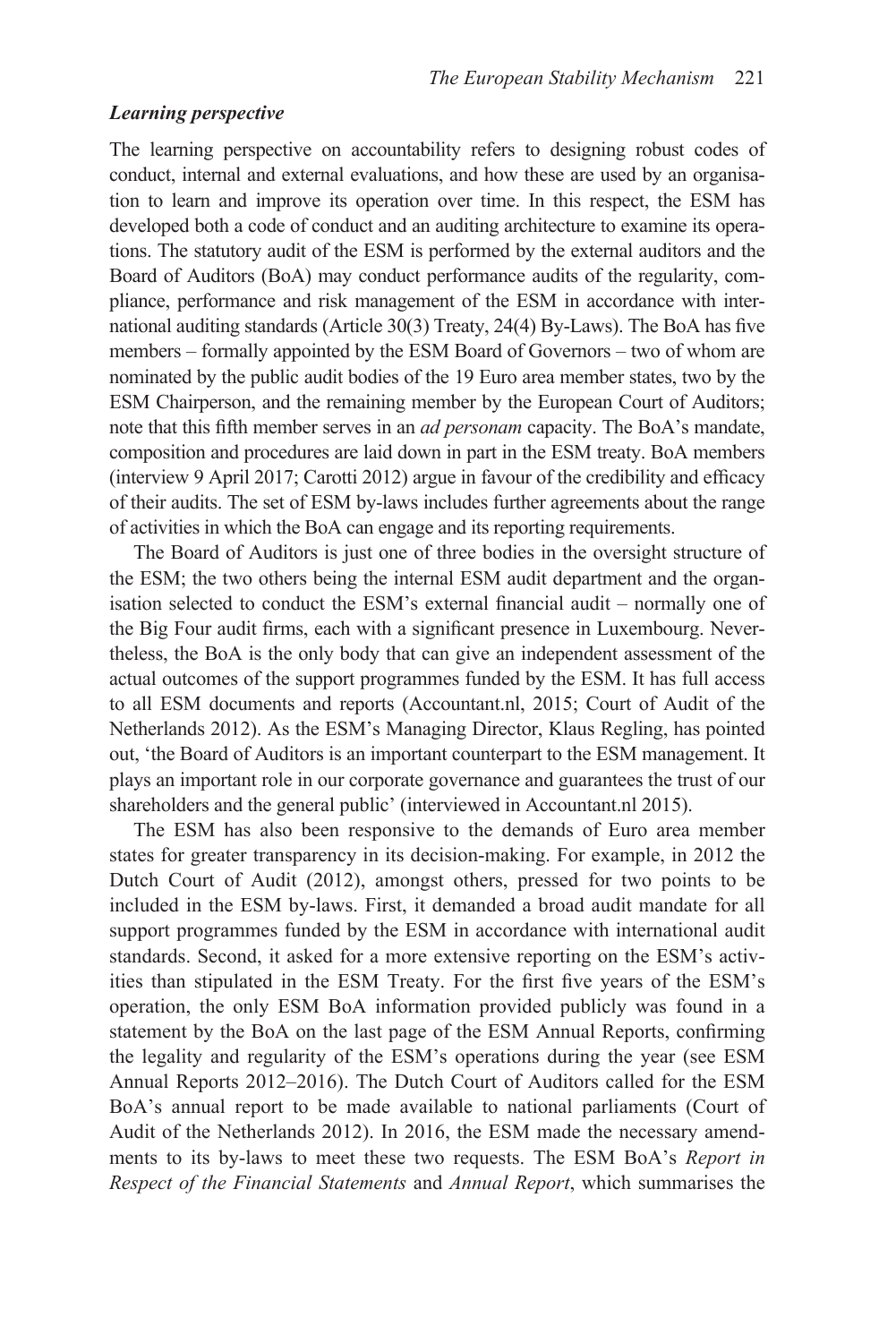### *Learning perspective*

The learning perspective on accountability refers to designing robust codes of conduct, internal and external evaluations, and how these are used by an organisation to learn and improve its operation over time. In this respect, the ESM has developed both a code of conduct and an auditing architecture to examine its operations. The statutory audit of the ESM is performed by the external auditors and the Board of Auditors (BoA) may conduct performance audits of the regularity, compliance, performance and risk management of the ESM in accordance with international auditing standards (Article 30(3) Treaty, 24(4) By-Laws). The BoA has five members – formally appointed by the ESM Board of Governors – two of whom are nominated by the public audit bodies of the 19 Euro area member states, two by the ESM Chairperson, and the remaining member by the European Court of Auditors; note that this fifth member serves in an *ad personam* capacity. The BoA's mandate, composition and procedures are laid down in part in the ESM treaty. BoA members (interview 9 April 2017; Carotti 2012) argue in favour of the credibility and efficacy of their audits. The set of ESM by-laws includes further agreements about the range of activities in which the BoA can engage and its reporting requirements.

The Board of Auditors is just one of three bodies in the oversight structure of the ESM; the two others being the internal ESM audit department and the organisation selected to conduct the ESM's external financial audit – normally one of the Big Four audit firms, each with a significant presence in Luxembourg. Nevertheless, the BoA is the only body that can give an independent assessment of the actual outcomes of the support programmes funded by the ESM. It has full access to all ESM documents and reports (Accountant.nl, 2015; Court of Audit of the Netherlands 2012). As the ESM's Managing Director, Klaus Regling, has pointed out, 'the Board of Auditors is an important counterpart to the ESM management. It plays an important role in our corporate governance and guarantees the trust of our shareholders and the general public' (interviewed in Accountant.nl 2015).

The ESM has also been responsive to the demands of Euro area member states for greater transparency in its decision-making. For example, in 2012 the Dutch Court of Audit (2012), amongst others, pressed for two points to be included in the ESM by-laws. First, it demanded a broad audit mandate for all support programmes funded by the ESM in accordance with international audit standards. Second, it asked for a more extensive reporting on the ESM's activities than stipulated in the ESM Treaty. For the first five years of the ESM's operation, the only ESM BoA information provided publicly was found in a statement by the BoA on the last page of the ESM Annual Reports, confirming the legality and regularity of the ESM's operations during the year (see ESM Annual Reports 2012–2016). The Dutch Court of Auditors called for the ESM BoA's annual report to be made available to national parliaments (Court of Audit of the Netherlands 2012). In 2016, the ESM made the necessary amendments to its by-laws to meet these two requests. The ESM BoA's *Report in Respect of the Financial Statements* and *Annual Report*, which summarises the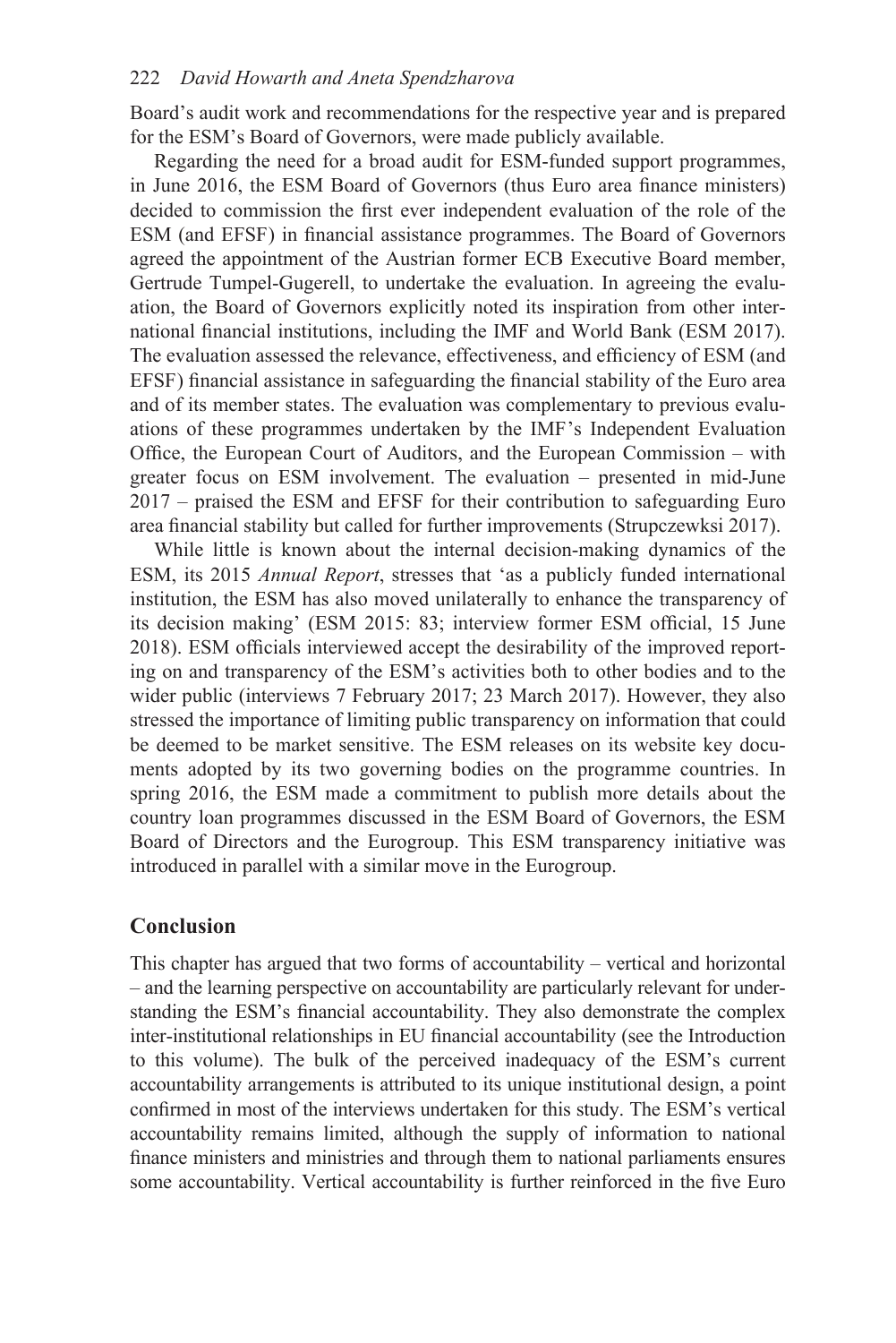Board's audit work and recommendations for the respective year and is prepared for the ESM's Board of Governors, were made publicly available.

Regarding the need for a broad audit for ESM-funded support programmes, in June 2016, the ESM Board of Governors (thus Euro area finance ministers) decided to commission the first ever independent evaluation of the role of the ESM (and EFSF) in financial assistance programmes. The Board of Governors agreed the appointment of the Austrian former ECB Executive Board member, Gertrude Tumpel-Gugerell, to undertake the evaluation. In agreeing the evaluation, the Board of Governors explicitly noted its inspiration from other international financial institutions, including the IMF and World Bank (ESM 2017). The evaluation assessed the relevance, effectiveness, and efficiency of ESM (and EFSF) financial assistance in safeguarding the financial stability of the Euro area and of its member states. The evaluation was complementary to previous evaluations of these programmes undertaken by the IMF's Independent Evaluation Office, the European Court of Auditors, and the European Commission – with greater focus on ESM involvement. The evaluation – presented in mid-June 2017 – praised the ESM and EFSF for their contribution to safeguarding Euro area financial stability but called for further improvements (Strupczewksi 2017).

While little is known about the internal decision-making dynamics of the ESM, its 2015 *Annual Report*, stresses that 'as a publicly funded international institution, the ESM has also moved unilaterally to enhance the transparency of its decision making' (ESM 2015: 83; interview former ESM official, 15 June 2018). ESM officials interviewed accept the desirability of the improved reporting on and transparency of the ESM's activities both to other bodies and to the wider public (interviews 7 February 2017; 23 March 2017). However, they also stressed the importance of limiting public transparency on information that could be deemed to be market sensitive. The ESM releases on its website key documents adopted by its two governing bodies on the programme countries. In spring 2016, the ESM made a commitment to publish more details about the country loan programmes discussed in the ESM Board of Governors, the ESM Board of Directors and the Eurogroup. This ESM transparency initiative was introduced in parallel with a similar move in the Eurogroup.

## Conclusion

This chapter has argued that two forms of accountability – vertical and horizontal – and the learning perspective on accountability are particularly relevant for understanding the ESM's financial accountability. They also demonstrate the complex inter-institutional relationships in EU financial accountability (see the Introduction to this volume). The bulk of the perceived inadequacy of the ESM's current accountability arrangements is attributed to its unique institutional design, a point confirmed in most of the interviews undertaken for this study. The ESM's vertical accountability remains limited, although the supply of information to national finance ministers and ministries and through them to national parliaments ensures some accountability. Vertical accountability is further reinforced in the five Euro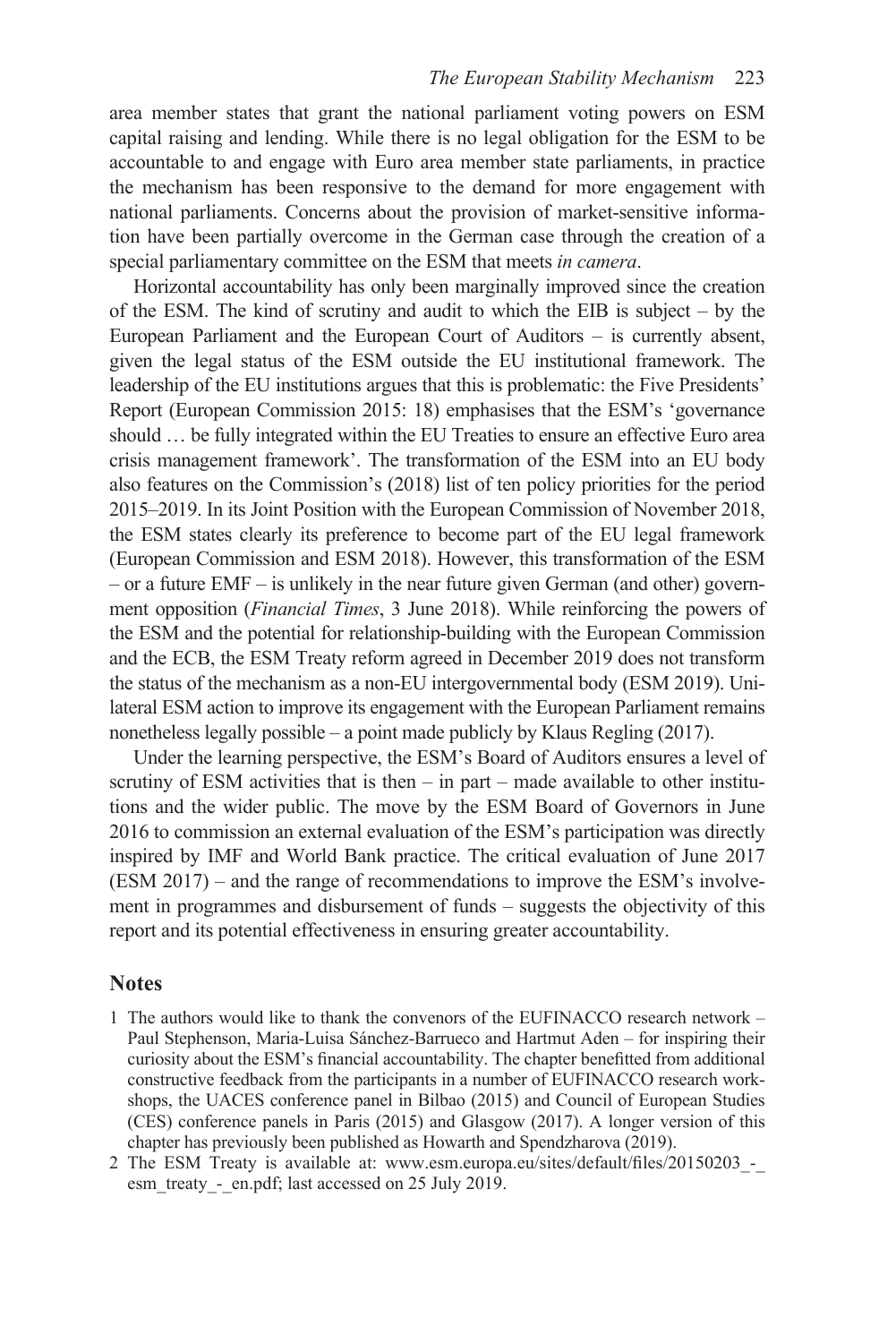area member states that grant the national parliament voting powers on ESM capital raising and lending. While there is no legal obligation for the ESM to be accountable to and engage with Euro area member state parliaments, in practice the mechanism has been responsive to the demand for more engagement with national parliaments. Concerns about the provision of market-sensitive information have been partially overcome in the German case through the creation of a special parliamentary committee on the ESM that meets *in camera*.

Horizontal accountability has only been marginally improved since the creation of the ESM. The kind of scrutiny and audit to which the EIB is subject – by the European Parliament and the European Court of Auditors – is currently absent, given the legal status of the ESM outside the EU institutional framework. The leadership of the EU institutions argues that this is problematic: the Five Presidents' Report (European Commission 2015: 18) emphasises that the ESM's 'governance should … be fully integrated within the EU Treaties to ensure an effective Euro area crisis management framework'. The transformation of the ESM into an EU body also features on the Commission's (2018) list of ten policy priorities for the period 2015–2019. In its Joint Position with the European Commission of November 2018, the ESM states clearly its preference to become part of the EU legal framework (European Commission and ESM 2018). However, this transformation of the ESM – or a future EMF – is unlikely in the near future given German (and other) government opposition (*Financial Times*, 3 June 2018). While reinforcing the powers of the ESM and the potential for relationship-building with the European Commission and the ECB, the ESM Treaty reform agreed in December 2019 does not transform the status of the mechanism as a non-EU intergovernmental body (ESM 2019). Unilateral ESM action to improve its engagement with the European Parliament remains nonetheless legally possible – a point made publicly by Klaus Regling (2017).

Under the learning perspective, the ESM's Board of Auditors ensures a level of scrutiny of ESM activities that is then – in part – made available to other institutions and the wider public. The move by the ESM Board of Governors in June 2016 to commission an external evaluation of the ESM's participation was directly inspired by IMF and World Bank practice. The critical evaluation of June 2017 (ESM 2017) – and the range of recommendations to improve the ESM's involvement in programmes and disbursement of funds – suggests the objectivity of this report and its potential effectiveness in ensuring greater accountability.

## Notes

1 The authors would like to thank the convenors of the EUFINACCO research network – Paul Stephenson, Maria-Luisa Sánchez-Barrueco and Hartmut Aden – for inspiring their curiosity about the ESM's financial accountability. The chapter benefitted from additional constructive feedback from the participants in a number of EUFINACCO research workshops, the UACES conference panel in Bilbao (2015) and Council of European Studies (CES) conference panels in Paris (2015) and Glasgow (2017). A longer version of this chapter has previously been published as Howarth and Spendzharova (2019).

2 The ESM Treaty is available at: www.esm.europa.eu/sites/default/files/20150203_-_esm_treaty_-_en.pdf; last accessed on 25 July 2019.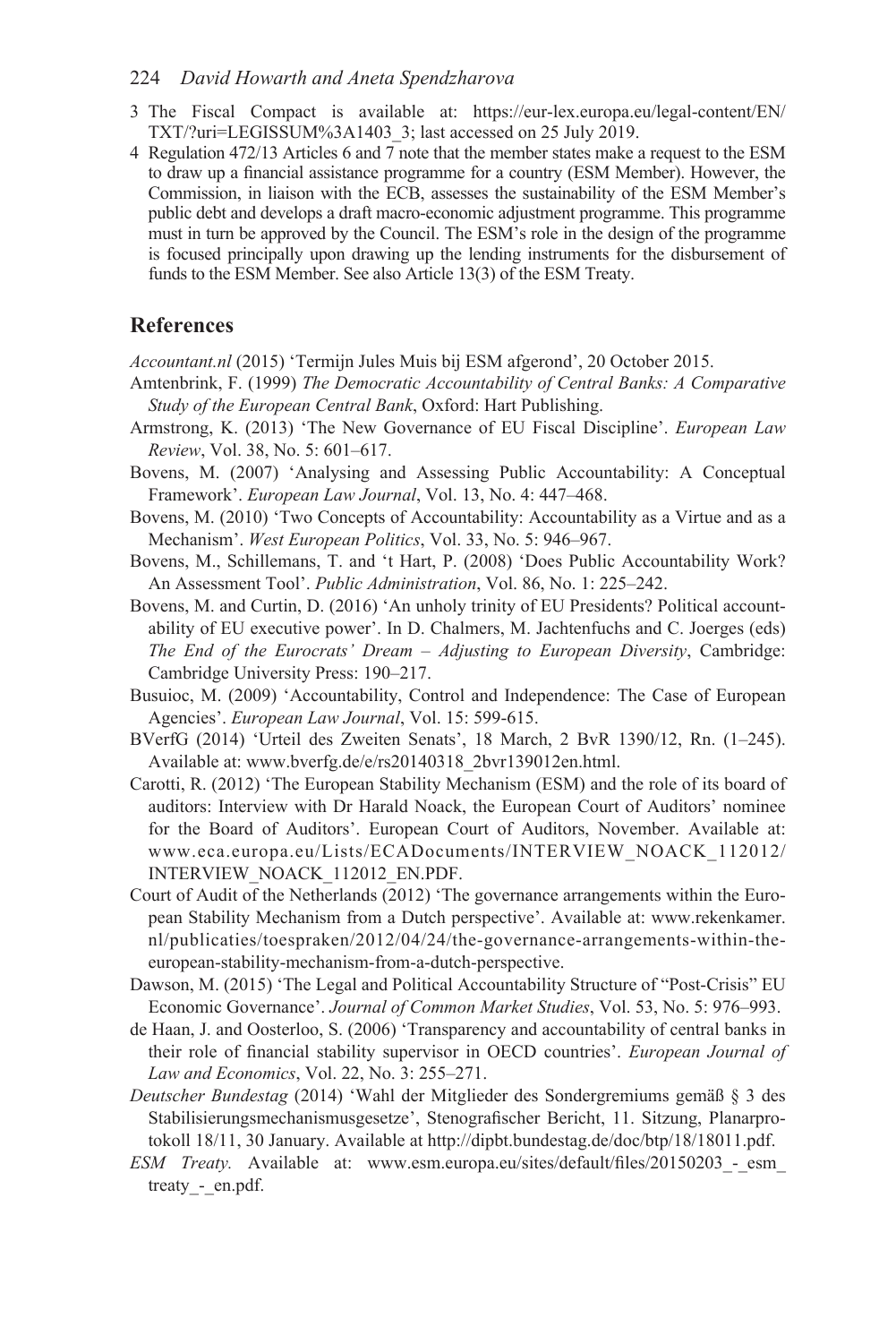3 The Fiscal Compact is available at: https://eur-lex.europa.eu/legal-content/EN/TXT/?uri=LEGISSUM%3A1403_3; last accessed on 25 July 2019.

4 Regulation 472/13 Articles 6 and 7 note that the member states make a request to the ESM to draw up a financial assistance programme for a country (ESM Member). However, the Commission, in liaison with the ECB, assesses the sustainability of the ESM Member's public debt and develops a draft macro-economic adjustment programme. This programme must in turn be approved by the Council. The ESM's role in the design of the programme is focused principally upon drawing up the lending instruments for the disbursement of funds to the ESM Member. See also Article 13(3) of the ESM Treaty.

## References

*Accountant.nl* (2015) 'Termijn Jules Muis bij ESM afgerond', 20 October 2015.

Amtenbrink, F. (1999) *The Democratic Accountability of Central Banks: A Comparative Study of the European Central Bank*, Oxford: Hart Publishing.

Armstrong, K. (2013) 'The New Governance of EU Fiscal Discipline'. *European Law Review*, Vol. 38, No. 5: 601–617.

Bovens, M. (2007) 'Analysing and Assessing Public Accountability: A Conceptual Framework'. *European Law Journal*, Vol. 13, No. 4: 447–468.

Bovens, M. (2010) 'Two Concepts of Accountability: Accountability as a Virtue and as a Mechanism'. *West European Politics*, Vol. 33, No. 5: 946–967.

Bovens, M., Schillemans, T. and 't Hart, P. (2008) 'Does Public Accountability Work? An Assessment Tool'. *Public Administration*, Vol. 86, No. 1: 225–242.

Bovens, M. and Curtin, D. (2016) 'An unholy trinity of EU Presidents? Political accountability of EU executive power'. In D. Chalmers, M. Jachtenfuchs and C. Joerges (eds) *The End of the Eurocrats' Dream – Adjusting to European Diversity*, Cambridge: Cambridge University Press: 190–217.

Busuioc, M. (2009) 'Accountability, Control and Independence: The Case of European Agencies'. *European Law Journal*, Vol. 15: 599-615.

BVerfG (2014) 'Urteil des Zweiten Senats', 18 March, 2 BvR 1390/12, Rn. (1–245). Available at: www.bverfg.de/e/rs20140318_2bvr139012en.html.

Carotti, R. (2012) 'The European Stability Mechanism (ESM) and the role of its board of auditors: Interview with Dr Harald Noack, the European Court of Auditors' nominee for the Board of Auditors'. European Court of Auditors, November. Available at: www.eca.europa.eu/Lists/ECADocuments/INTERVIEW_NOACK_112012/INTERVIEW_NOACK_112012_EN.PDF.

Court of Audit of the Netherlands (2012) 'The governance arrangements within the European Stability Mechanism from a Dutch perspective'. Available at: www.rekenkamer.nl/publicaties/toespraken/2012/04/24/the-governance-arrangements-within-the-european-stability-mechanism-from-a-dutch-perspective.

Dawson, M. (2015) 'The Legal and Political Accountability Structure of "Post-Crisis" EU Economic Governance'. *Journal of Common Market Studies*, Vol. 53, No. 5: 976–993.

de Haan, J. and Oosterloo, S. (2006) 'Transparency and accountability of central banks in their role of financial stability supervisor in OECD countries'. *European Journal of Law and Economics*, Vol. 22, No. 3: 255–271.

*Deutscher Bundestag* (2014) 'Wahl der Mitglieder des Sondergremiums gemäß § 3 des Stabilisierungsmechanismusgesetze', Stenografischer Bericht, 11. Sitzung, Planarprotokoll 18/11, 30 January. Available at http://dipbt.bundestag.de/doc/btp/18/18011.pdf.

*ESM Treaty.* Available at: www.esm.europa.eu/sites/default/files/20150203_-_esm_treaty_-_en.pdf.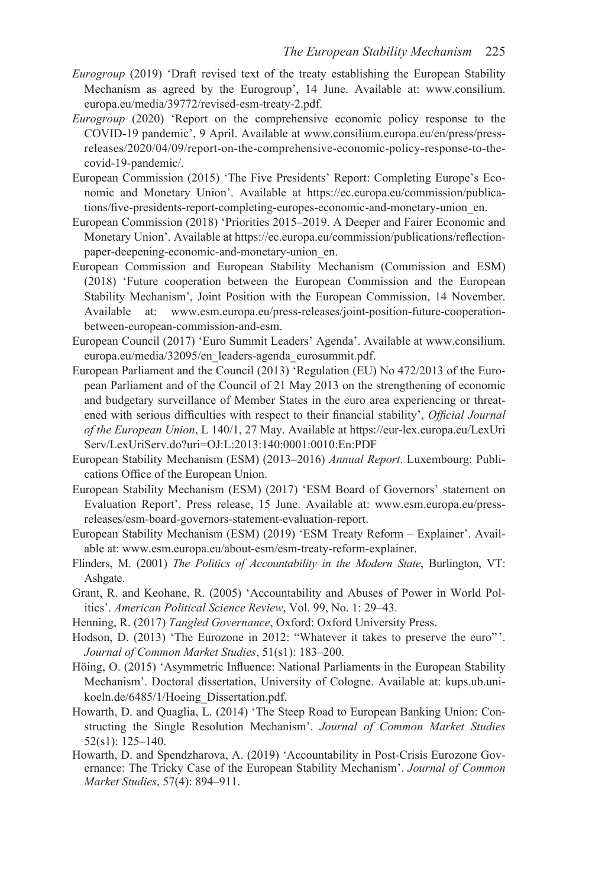*Eurogroup* (2019) 'Draft revised text of the treaty establishing the European Stability Mechanism as agreed by the Eurogroup', 14 June. Available at: www.consilium.europa.eu/media/39772/revised-esm-treaty-2.pdf.

*Eurogroup* (2020) 'Report on the comprehensive economic policy response to the COVID-19 pandemic', 9 April. Available at www.consilium.europa.eu/en/press/press-releases/2020/04/09/report-on-the-comprehensive-economic-policy-response-to-the-covid-19-pandemic/.

European Commission (2015) 'The Five Presidents' Report: Completing Europe's Economic and Monetary Union'. Available at https://ec.europa.eu/commission/publications/five-presidents-report-completing-europes-economic-and-monetary-union_en.

European Commission (2018) 'Priorities 2015–2019. A Deeper and Fairer Economic and Monetary Union'. Available at https://ec.europa.eu/commission/publications/reflection-paper-deepening-economic-and-monetary-union_en.

European Commission and European Stability Mechanism (Commission and ESM) (2018) 'Future cooperation between the European Commission and the European Stability Mechanism', Joint Position with the European Commission, 14 November. Available at: www.esm.europa.eu/press-releases/joint-position-future-cooperation-between-european-commission-and-esm.

European Council (2017) 'Euro Summit Leaders' Agenda'. Available at www.consilium.europa.eu/media/32095/en_leaders-agenda_eurosummit.pdf.

European Parliament and the Council (2013) 'Regulation (EU) No 472/2013 of the European Parliament and of the Council of 21 May 2013 on the strengthening of economic and budgetary surveillance of Member States in the euro area experiencing or threatened with serious difficulties with respect to their financial stability', *Official Journal of the European Union*, L 140/1, 27 May. Available at https://eur-lex.europa.eu/LexUriServ/LexUriServ.do?uri=OJ:L:2013:140:0001:0010:En:PDF

European Stability Mechanism (ESM) (2013–2016) *Annual Report*. Luxembourg: Publications Office of the European Union.

European Stability Mechanism (ESM) (2017) 'ESM Board of Governors' statement on Evaluation Report'. Press release, 15 June. Available at: www.esm.europa.eu/press-releases/esm-board-governors-statement-evaluation-report.

European Stability Mechanism (ESM) (2019) 'ESM Treaty Reform – Explainer'. Available at: www.esm.europa.eu/about-esm/esm-treaty-reform-explainer.

Flinders, M. (2001) *The Politics of Accountability in the Modern State*, Burlington, VT: Ashgate.

Grant, R. and Keohane, R. (2005) 'Accountability and Abuses of Power in World Politics'. *American Political Science Review*, Vol. 99, No. 1: 29–43.

Henning, R. (2017) *Tangled Governance*, Oxford: Oxford University Press.

Hodson, D. (2013) 'The Eurozone in 2012: "Whatever it takes to preserve the euro"'. *Journal of Common Market Studies*, 51(s1): 183–200.

Höing, O. (2015) 'Asymmetric Influence: National Parliaments in the European Stability Mechanism'. Doctoral dissertation, University of Cologne. Available at: kups.ub.uni-koeln.de/6485/1/Hoeing_Dissertation.pdf.

Howarth, D. and Quaglia, L. (2014) 'The Steep Road to European Banking Union: Constructing the Single Resolution Mechanism'. *Journal of Common Market Studies* 52(s1): 125–140.

Howarth, D. and Spendzharova, A. (2019) 'Accountability in Post-Crisis Eurozone Governance: The Tricky Case of the European Stability Mechanism'. *Journal of Common Market Studies*, 57(4): 894–911.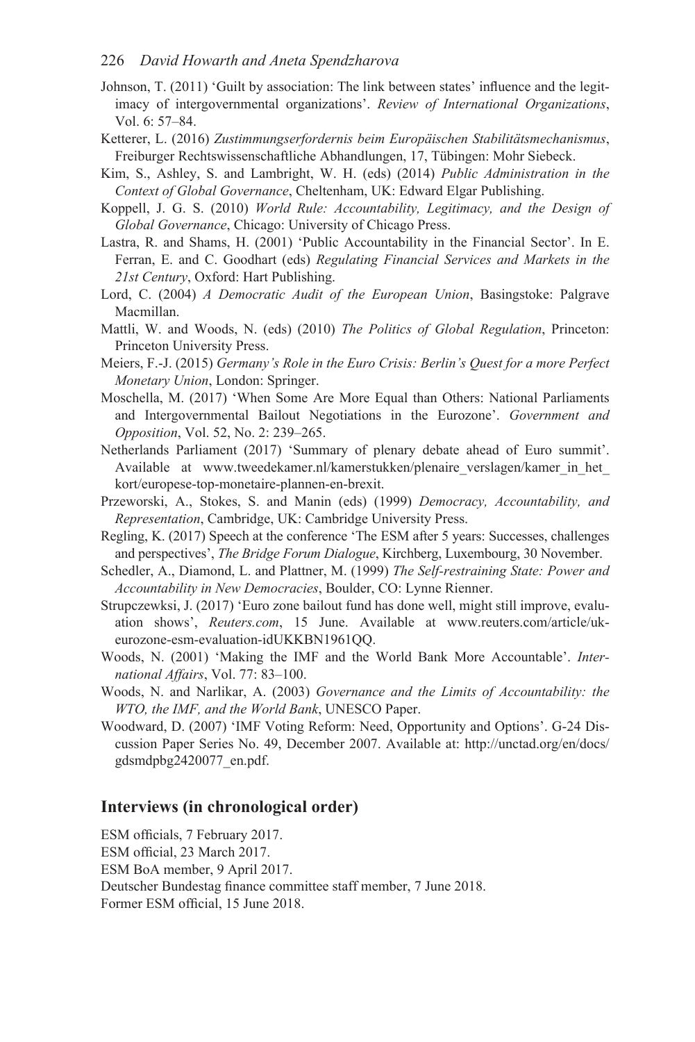Johnson, T. (2011) 'Guilt by association: The link between states' influence and the legitimacy of intergovernmental organizations'. *Review of International Organizations*, Vol. 6: 57–84.

Ketterer, L. (2016) *Zustimmungserfordernis beim Europäischen Stabilitätsmechanismus*, Freiburger Rechtswissenschaftliche Abhandlungen, 17, Tübingen: Mohr Siebeck.

Kim, S., Ashley, S. and Lambright, W. H. (eds) (2014) *Public Administration in the Context of Global Governance*, Cheltenham, UK: Edward Elgar Publishing.

Koppell, J. G. S. (2010) *World Rule: Accountability, Legitimacy, and the Design of Global Governance*, Chicago: University of Chicago Press.

Lastra, R. and Shams, H. (2001) 'Public Accountability in the Financial Sector'. In E. Ferran, E. and C. Goodhart (eds) *Regulating Financial Services and Markets in the 21st Century*, Oxford: Hart Publishing.

Lord, C. (2004) *A Democratic Audit of the European Union*, Basingstoke: Palgrave Macmillan.

Mattli, W. and Woods, N. (eds) (2010) *The Politics of Global Regulation*, Princeton: Princeton University Press.

Meiers, F.-J. (2015) *Germany's Role in the Euro Crisis: Berlin's Quest for a more Perfect Monetary Union*, London: Springer.

Moschella, M. (2017) 'When Some Are More Equal than Others: National Parliaments and Intergovernmental Bailout Negotiations in the Eurozone'. *Government and Opposition*, Vol. 52, No. 2: 239–265.

Netherlands Parliament (2017) 'Summary of plenary debate ahead of Euro summit'. Available at www.tweedekamer.nl/kamerstukken/plenaire_verslagen/kamer_in_het_kort/europese-top-monetaire-plannen-en-brexit.

Przeworski, A., Stokes, S. and Manin (eds) (1999) *Democracy, Accountability, and Representation*, Cambridge, UK: Cambridge University Press.

Regling, K. (2017) Speech at the conference 'The ESM after 5 years: Successes, challenges and perspectives', *The Bridge Forum Dialogue*, Kirchberg, Luxembourg, 30 November.

Schedler, A., Diamond, L. and Plattner, M. (1999) *The Self-restraining State: Power and Accountability in New Democracies*, Boulder, CO: Lynne Rienner.

Strupczewksi, J. (2017) 'Euro zone bailout fund has done well, might still improve, evaluation shows', *Reuters.com*, 15 June. Available at www.reuters.com/article/uk-eurozone-esm-evaluation-idUKKBN1961QQ.

Woods, N. (2001) 'Making the IMF and the World Bank More Accountable'. *International Affairs*, Vol. 77: 83–100.

Woods, N. and Narlikar, A. (2003) *Governance and the Limits of Accountability: the WTO, the IMF, and the World Bank*, UNESCO Paper.

Woodward, D. (2007) 'IMF Voting Reform: Need, Opportunity and Options'. G-24 Discussion Paper Series No. 49, December 2007. Available at: http://unctad.org/en/docs/gdsmdpbg2420077_en.pdf.

## Interviews (in chronological order)

ESM officials, 7 February 2017.

ESM official, 23 March 2017.

ESM BoA member, 9 April 2017.

Deutscher Bundestag finance committee staff member, 7 June 2018.

Former ESM official, 15 June 2018.